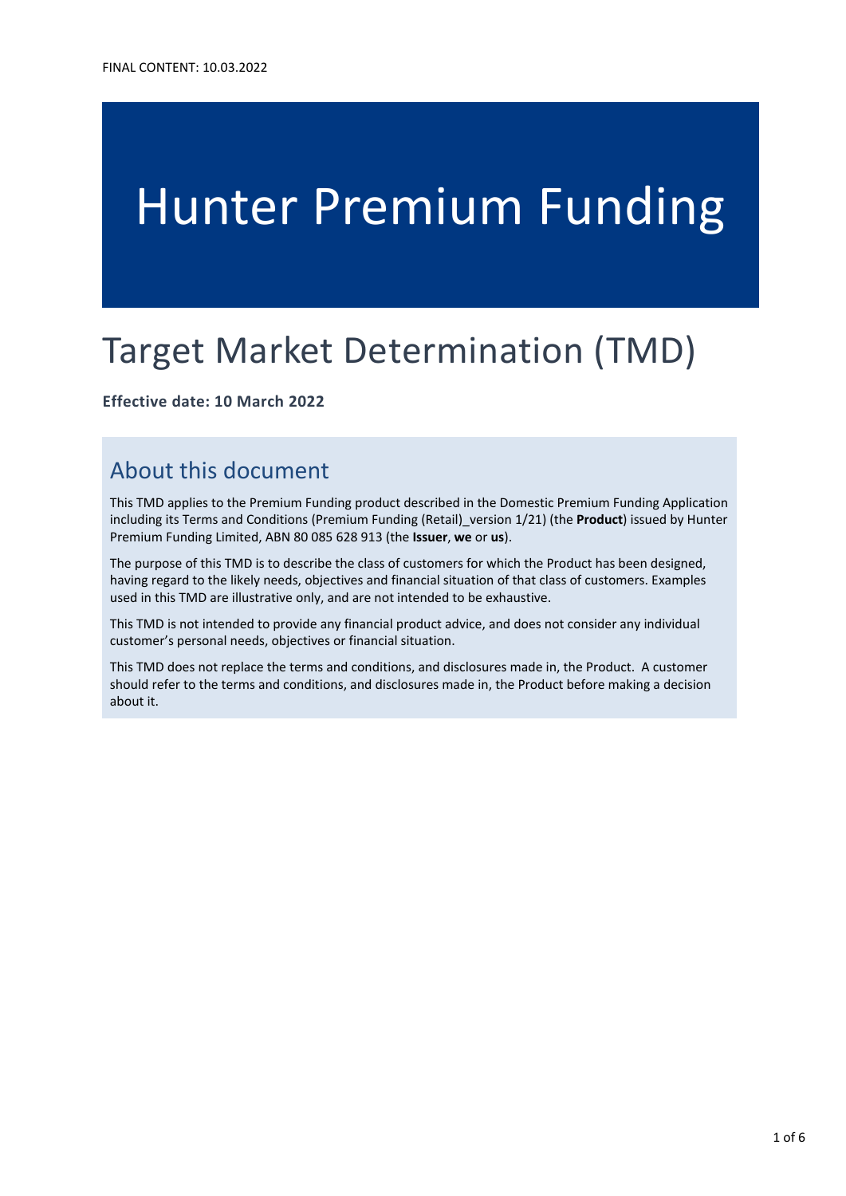FINAL CONTENT: 10.03.2022

# Hunter Premium Funding

# Target Market Determination (TMD)

**Effective date: 10 March 2022**

## About this document

This TMD applies to the Premium Funding product described in the Domestic Premium Funding Application including its Terms and Conditions (Premium Funding (Retail)_version 1/21) (the **Product**) issued by Hunter Premium Funding Limited, ABN 80 085 628 913 (the **Issuer**, **we** or **us**).

The purpose of this TMD is to describe the class of customers for which the Product has been designed, having regard to the likely needs, objectives and financial situation of that class of customers. Examples used in this TMD are illustrative only, and are not intended to be exhaustive.

This TMD is not intended to provide any financial product advice, and does not consider any individual customer's personal needs, objectives or financial situation.

This TMD does not replace the terms and conditions, and disclosures made in, the Product. A customer should refer to the terms and conditions, and disclosures made in, the Product before making a decision about it.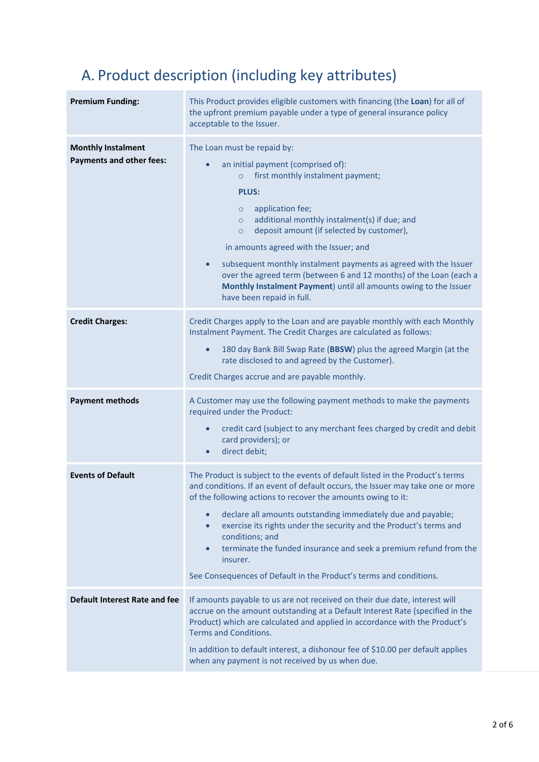## A. Product description (including key attributes)

| | |
|---|---|
| **Premium Funding:** | This Product provides eligible customers with financing (the **Loan**) for all of the upfront premium payable under a type of general insurance policy acceptable to the Issuer. |
| **Monthly Instalment Payments and other fees:** | The Loan must be repaid by:<br>• an initial payment (comprised of):<br>  ○ first monthly instalment payment;<br>  **PLUS:**<br>  ○ application fee;<br>  ○ additional monthly instalment(s) if due; and<br>  ○ deposit amount (if selected by customer),<br> in amounts agreed with the Issuer; and<br>• subsequent monthly instalment payments as agreed with the Issuer over the agreed term (between 6 and 12 months) of the Loan (each a **Monthly Instalment Payment**) until all amounts owing to the Issuer have been repaid in full. |
| **Credit Charges:** | Credit Charges apply to the Loan and are payable monthly with each Monthly Instalment Payment. The Credit Charges are calculated as follows:<br>• 180 day Bank Bill Swap Rate (**BBSW**) plus the agreed Margin (at the rate disclosed to and agreed by the Customer).<br>Credit Charges accrue and are payable monthly. |
| **Payment methods** | A Customer may use the following payment methods to make the payments required under the Product:<br>• credit card (subject to any merchant fees charged by credit and debit card providers); or<br>• direct debit; |
| **Events of Default** | The Product is subject to the events of default listed in the Product's terms and conditions. If an event of default occurs, the Issuer may take one or more of the following actions to recover the amounts owing to it:<br>• declare all amounts outstanding immediately due and payable;<br>• exercise its rights under the security and the Product's terms and conditions; and<br>• terminate the funded insurance and seek a premium refund from the insurer.<br>See Consequences of Default in the Product's terms and conditions. |
| **Default Interest Rate and fee** | If amounts payable to us are not received on their due date, interest will accrue on the amount outstanding at a Default Interest Rate (specified in the Product) which are calculated and applied in accordance with the Product's Terms and Conditions.<br>In addition to default interest, a dishonour fee of $10.00 per default applies when any payment is not received by us when due. |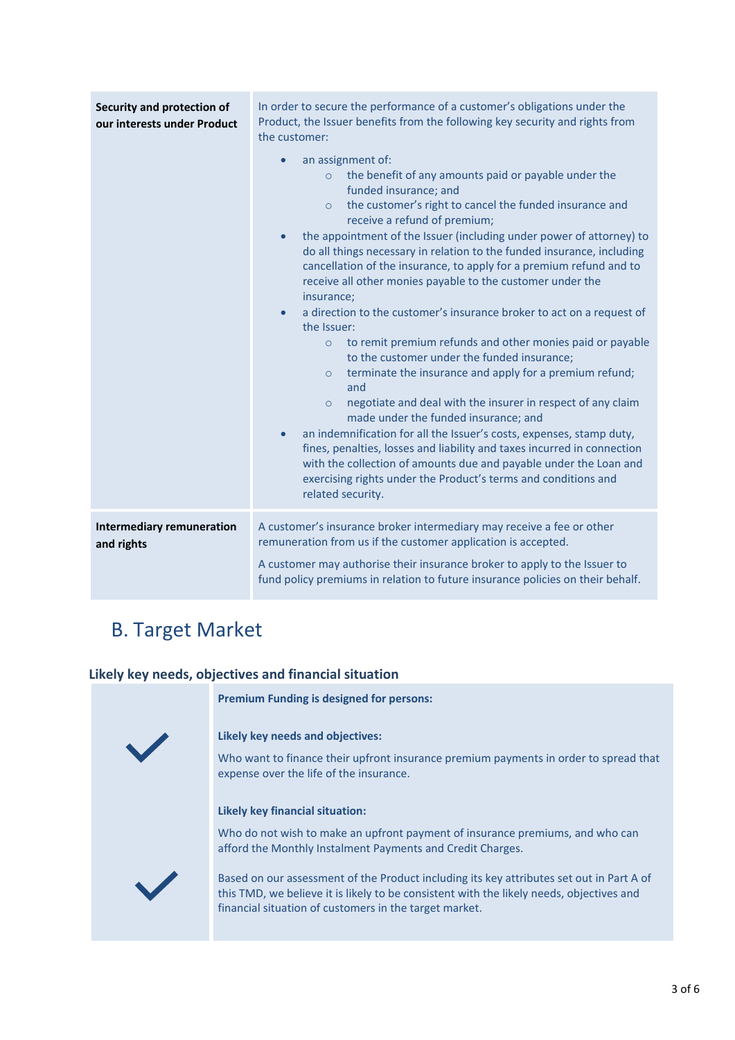| Security and protection of our interests under Product | In order to secure the performance of a customer's obligations under the Product, the Issuer benefits from the following key security and rights from the customer:<br>• an assignment of:<br>  ○ the benefit of any amounts paid or payable under the funded insurance; and<br>  ○ the customer's right to cancel the funded insurance and receive a refund of premium;<br>• the appointment of the Issuer (including under power of attorney) to do all things necessary in relation to the funded insurance, including cancellation of the insurance, to apply for a premium refund and to receive all other monies payable to the customer under the insurance;<br>• a direction to the customer's insurance broker to act on a request of the Issuer:<br>  ○ to remit premium refunds and other monies paid or payable to the customer under the funded insurance;<br>  ○ terminate the insurance and apply for a premium refund; and<br>  ○ negotiate and deal with the insurer in respect of any claim made under the funded insurance; and<br>• an indemnification for all the Issuer's costs, expenses, stamp duty, fines, penalties, losses and liability and taxes incurred in connection with the collection of amounts due and payable under the Loan and exercising rights under the Product's terms and conditions and related security. |
|---|---|
| **Intermediary remuneration and rights** | A customer's insurance broker intermediary may receive a fee or other remuneration from us if the customer application is accepted.<br><br>A customer may authorise their insurance broker to apply to the Issuer to fund policy premiums in relation to future insurance policies on their behalf. |

# B. Target Market

### Likely key needs, objectives and financial situation

**Premium Funding is designed for persons:**

**Likely key needs and objectives:**

✓ Who want to finance their upfront insurance premium payments in order to spread that expense over the life of the insurance.

**Likely key financial situation:**

Who do not wish to make an upfront payment of insurance premiums, and who can afford the Monthly Instalment Payments and Credit Charges.

✓ Based on our assessment of the Product including its key attributes set out in Part A of this TMD, we believe it is likely to be consistent with the likely needs, objectives and financial situation of customers in the target market.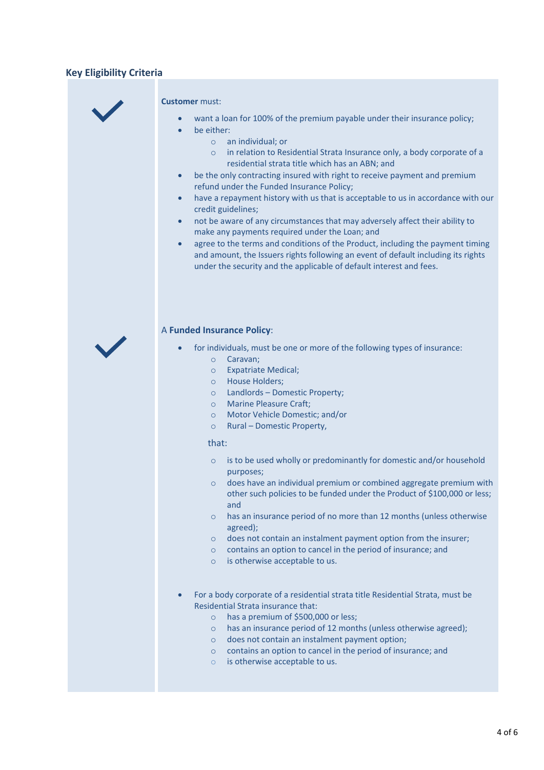## Key Eligibility Criteria

**Customer** must:

- want a loan for 100% of the premium payable under their insurance policy;
- be either:
  - an individual; or
  - in relation to Residential Strata Insurance only, a body corporate of a residential strata title which has an ABN; and
- be the only contracting insured with right to receive payment and premium refund under the Funded Insurance Policy;
- have a repayment history with us that is acceptable to us in accordance with our credit guidelines;
- not be aware of any circumstances that may adversely affect their ability to make any payments required under the Loan; and
- agree to the terms and conditions of the Product, including the payment timing and amount, the Issuers rights following an event of default including its rights under the security and the applicable of default interest and fees.

A **Funded Insurance Policy**:

- for individuals, must be one or more of the following types of insurance:
  - Caravan;
  - Expatriate Medical;
  - House Holders;
  - Landlords – Domestic Property;
  - Marine Pleasure Craft;
  - Motor Vehicle Domestic; and/or
  - Rural – Domestic Property,

  that:

  - is to be used wholly or predominantly for domestic and/or household purposes;
  - does have an individual premium or combined aggregate premium with other such policies to be funded under the Product of $100,000 or less; and
  - has an insurance period of no more than 12 months (unless otherwise agreed);
  - does not contain an instalment payment option from the insurer;
  - contains an option to cancel in the period of insurance; and
  - is otherwise acceptable to us.

- For a body corporate of a residential strata title Residential Strata, must be Residential Strata insurance that:
  - has a premium of $500,000 or less;
  - has an insurance period of 12 months (unless otherwise agreed);
  - does not contain an instalment payment option;
  - contains an option to cancel in the period of insurance; and
  - is otherwise acceptable to us.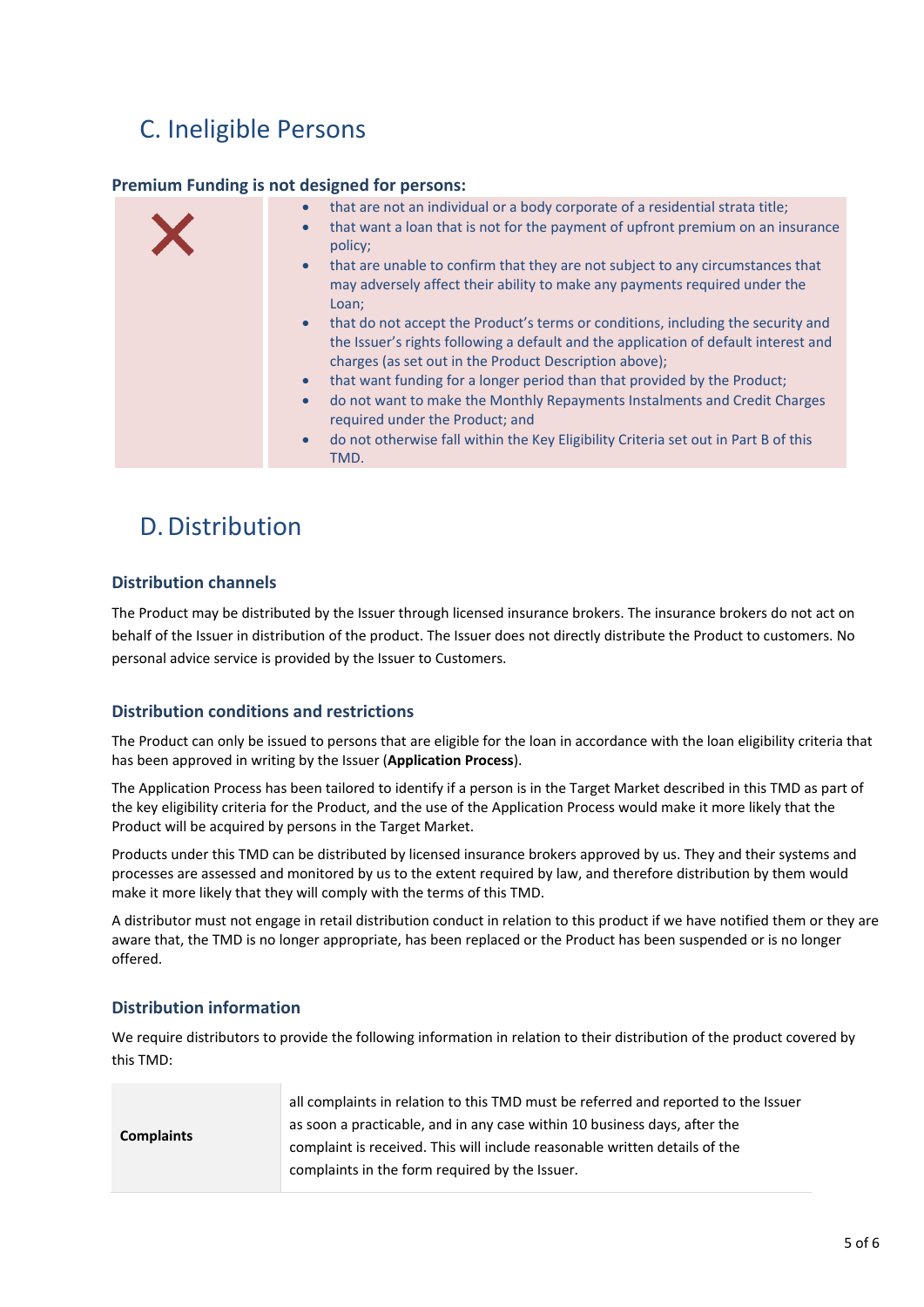## C. Ineligible Persons

### Premium Funding is not designed for persons:

| | |
|---|---|
| ❌ | • that are not an individual or a body corporate of a residential strata title;<br>• that want a loan that is not for the payment of upfront premium on an insurance policy;<br>• that are unable to confirm that they are not subject to any circumstances that may adversely affect their ability to make any payments required under the Loan;<br>• that do not accept the Product's terms or conditions, including the security and the Issuer's rights following a default and the application of default interest and charges (as set out in the Product Description above);<br>• that want funding for a longer period than that provided by the Product;<br>• do not want to make the Monthly Repayments Instalments and Credit Charges required under the Product; and<br>• do not otherwise fall within the Key Eligibility Criteria set out in Part B of this TMD. |

## D. Distribution

### Distribution channels

The Product may be distributed by the Issuer through licensed insurance brokers. The insurance brokers do not act on behalf of the Issuer in distribution of the product. The Issuer does not directly distribute the Product to customers. No personal advice service is provided by the Issuer to Customers.

### Distribution conditions and restrictions

The Product can only be issued to persons that are eligible for the loan in accordance with the loan eligibility criteria that has been approved in writing by the Issuer (**Application Process**).

The Application Process has been tailored to identify if a person is in the Target Market described in this TMD as part of the key eligibility criteria for the Product, and the use of the Application Process would make it more likely that the Product will be acquired by persons in the Target Market.

Products under this TMD can be distributed by licensed insurance brokers approved by us. They and their systems and processes are assessed and monitored by us to the extent required by law, and therefore distribution by them would make it more likely that they will comply with the terms of this TMD.

A distributor must not engage in retail distribution conduct in relation to this product if we have notified them or they are aware that, the TMD is no longer appropriate, has been replaced or the Product has been suspended or is no longer offered.

### Distribution information

We require distributors to provide the following information in relation to their distribution of the product covered by this TMD:

| | |
|---|---|
| **Complaints** | all complaints in relation to this TMD must be referred and reported to the Issuer as soon a practicable, and in any case within 10 business days, after the complaint is received. This will include reasonable written details of the complaints in the form required by the Issuer. |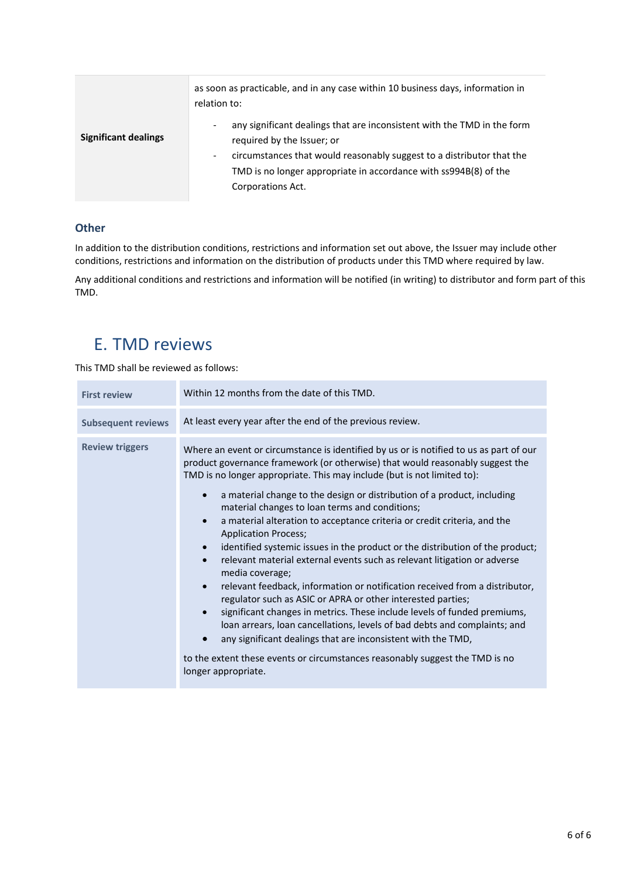| | |
|---|---|
| **Significant dealings** | as soon as practicable, and in any case within 10 business days, information in relation to:<br>- any significant dealings that are inconsistent with the TMD in the form required by the Issuer; or<br>- circumstances that would reasonably suggest to a distributor that the TMD is no longer appropriate in accordance with ss994B(8) of the Corporations Act. |

### Other

In addition to the distribution conditions, restrictions and information set out above, the Issuer may include other conditions, restrictions and information on the distribution of products under this TMD where required by law.

Any additional conditions and restrictions and information will be notified (in writing) to distributor and form part of this TMD.

## E. TMD reviews

This TMD shall be reviewed as follows:

| | |
|---|---|
| **First review** | Within 12 months from the date of this TMD. |
| **Subsequent reviews** | At least every year after the end of the previous review. |
| **Review triggers** | Where an event or circumstance is identified by us or is notified to us as part of our product governance framework (or otherwise) that would reasonably suggest the TMD is no longer appropriate. This may include (but is not limited to):<br>• a material change to the design or distribution of a product, including material changes to loan terms and conditions;<br>• a material alteration to acceptance criteria or credit criteria, and the Application Process;<br>• identified systemic issues in the product or the distribution of the product;<br>• relevant material external events such as relevant litigation or adverse media coverage;<br>• relevant feedback, information or notification received from a distributor, regulator such as ASIC or APRA or other interested parties;<br>• significant changes in metrics. These include levels of funded premiums, loan arrears, loan cancellations, levels of bad debts and complaints; and<br>• any significant dealings that are inconsistent with the TMD,<br>to the extent these events or circumstances reasonably suggest the TMD is no longer appropriate. |